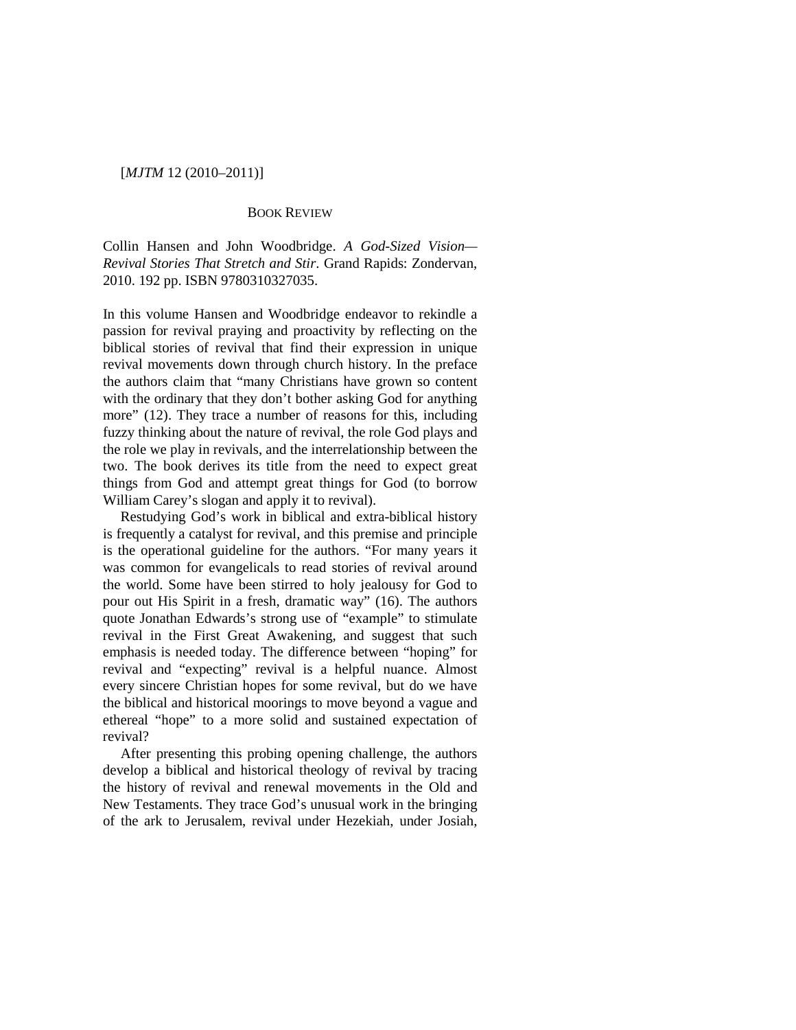BOOK REVIEW

Collin Hansen and John Woodbridge. *A God-Sized Vision—Revival Stories That Stretch and Stir*. Grand Rapids: Zondervan, 2010. 192 pp. ISBN 9780310327035.

In this volume Hansen and Woodbridge endeavor to rekindle a passion for revival praying and proactivity by reflecting on the biblical stories of revival that find their expression in unique revival movements down through church history. In the preface the authors claim that "many Christians have grown so content with the ordinary that they don't bother asking God for anything more" (12). They trace a number of reasons for this, including fuzzy thinking about the nature of revival, the role God plays and the role we play in revivals, and the interrelationship between the two. The book derives its title from the need to expect great things from God and attempt great things for God (to borrow William Carey's slogan and apply it to revival).

Restudying God's work in biblical and extra-biblical history is frequently a catalyst for revival, and this premise and principle is the operational guideline for the authors. "For many years it was common for evangelicals to read stories of revival around the world. Some have been stirred to holy jealousy for God to pour out His Spirit in a fresh, dramatic way" (16). The authors quote Jonathan Edwards's strong use of "example" to stimulate revival in the First Great Awakening, and suggest that such emphasis is needed today. The difference between "hoping" for revival and "expecting" revival is a helpful nuance. Almost every sincere Christian hopes for some revival, but do we have the biblical and historical moorings to move beyond a vague and ethereal "hope" to a more solid and sustained expectation of revival?

After presenting this probing opening challenge, the authors develop a biblical and historical theology of revival by tracing the history of revival and renewal movements in the Old and New Testaments. They trace God's unusual work in the bringing of the ark to Jerusalem, revival under Hezekiah, under Josiah,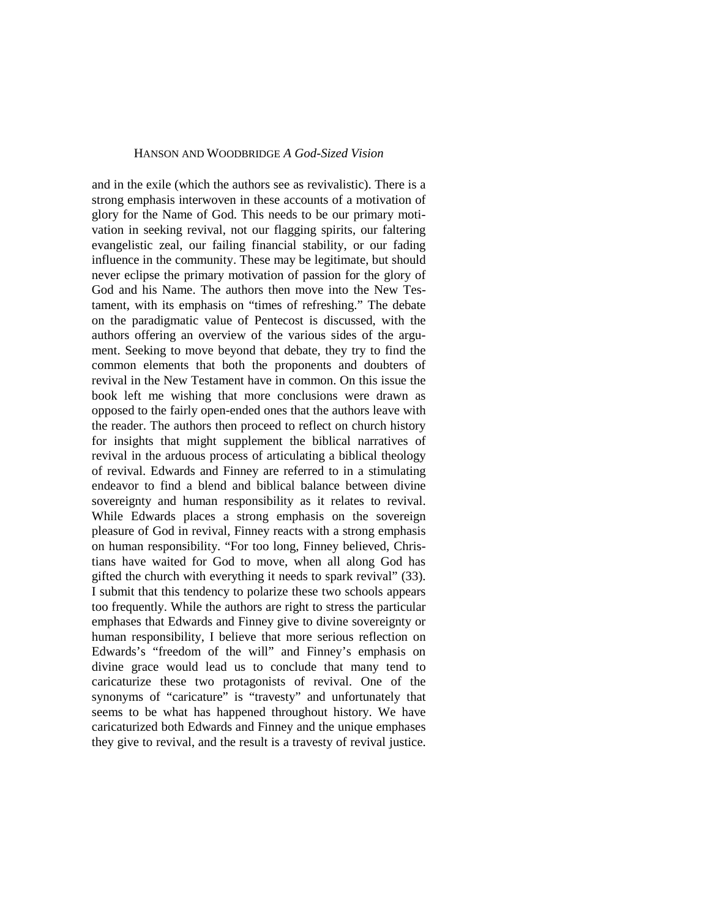and in the exile (which the authors see as revivalistic). There is a strong emphasis interwoven in these accounts of a motivation of glory for the Name of God. This needs to be our primary motivation in seeking revival, not our flagging spirits, our faltering evangelistic zeal, our failing financial stability, or our fading influence in the community. These may be legitimate, but should never eclipse the primary motivation of passion for the glory of God and his Name. The authors then move into the New Testament, with its emphasis on "times of refreshing." The debate on the paradigmatic value of Pentecost is discussed, with the authors offering an overview of the various sides of the argument. Seeking to move beyond that debate, they try to find the common elements that both the proponents and doubters of revival in the New Testament have in common. On this issue the book left me wishing that more conclusions were drawn as opposed to the fairly open-ended ones that the authors leave with the reader. The authors then proceed to reflect on church history for insights that might supplement the biblical narratives of revival in the arduous process of articulating a biblical theology of revival. Edwards and Finney are referred to in a stimulating endeavor to find a blend and biblical balance between divine sovereignty and human responsibility as it relates to revival. While Edwards places a strong emphasis on the sovereign pleasure of God in revival, Finney reacts with a strong emphasis on human responsibility. "For too long, Finney believed, Christians have waited for God to move, when all along God has gifted the church with everything it needs to spark revival" (33). I submit that this tendency to polarize these two schools appears too frequently. While the authors are right to stress the particular emphases that Edwards and Finney give to divine sovereignty or human responsibility, I believe that more serious reflection on Edwards's "freedom of the will" and Finney's emphasis on divine grace would lead us to conclude that many tend to caricaturize these two protagonists of revival. One of the synonyms of "caricature" is "travesty" and unfortunately that seems to be what has happened throughout history. We have caricaturized both Edwards and Finney and the unique emphases they give to revival, and the result is a travesty of revival justice.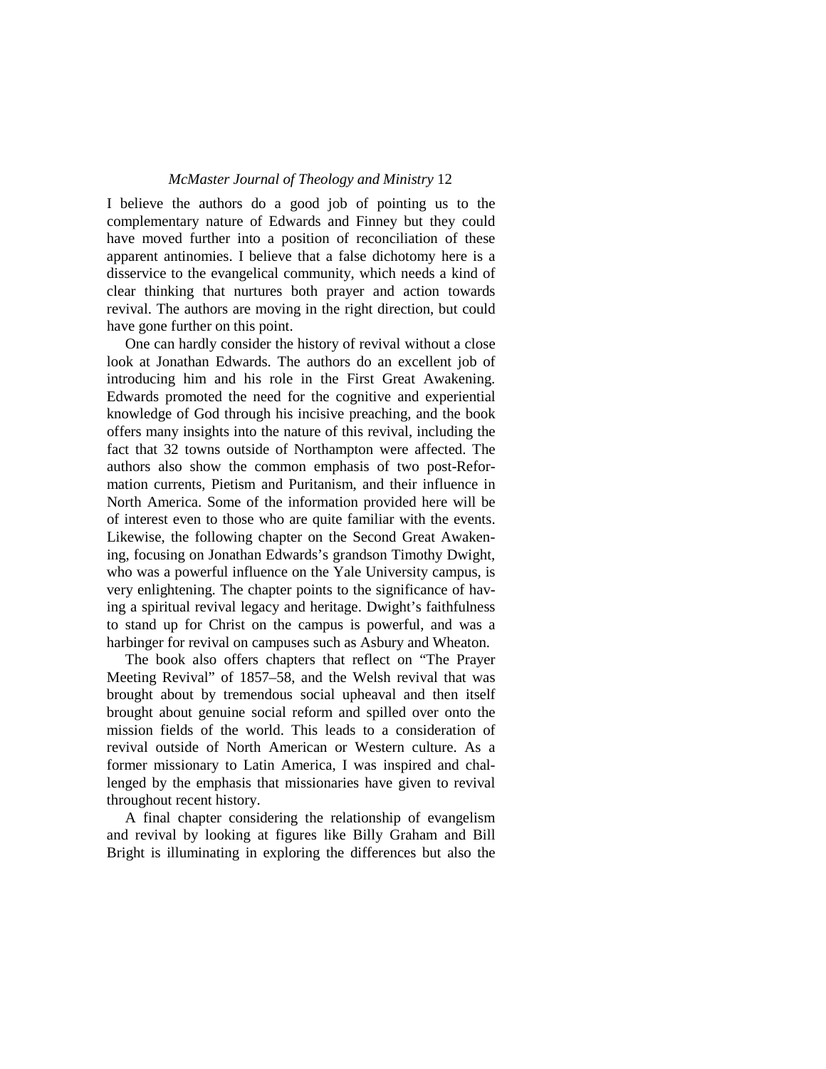I believe the authors do a good job of pointing us to the complementary nature of Edwards and Finney but they could have moved further into a position of reconciliation of these apparent antinomies. I believe that a false dichotomy here is a disservice to the evangelical community, which needs a kind of clear thinking that nurtures both prayer and action towards revival. The authors are moving in the right direction, but could have gone further on this point.

One can hardly consider the history of revival without a close look at Jonathan Edwards. The authors do an excellent job of introducing him and his role in the First Great Awakening. Edwards promoted the need for the cognitive and experiential knowledge of God through his incisive preaching, and the book offers many insights into the nature of this revival, including the fact that 32 towns outside of Northampton were affected. The authors also show the common emphasis of two post-Reformation currents, Pietism and Puritanism, and their influence in North America. Some of the information provided here will be of interest even to those who are quite familiar with the events. Likewise, the following chapter on the Second Great Awakening, focusing on Jonathan Edwards's grandson Timothy Dwight, who was a powerful influence on the Yale University campus, is very enlightening. The chapter points to the significance of having a spiritual revival legacy and heritage. Dwight's faithfulness to stand up for Christ on the campus is powerful, and was a harbinger for revival on campuses such as Asbury and Wheaton.

The book also offers chapters that reflect on "The Prayer Meeting Revival" of 1857–58, and the Welsh revival that was brought about by tremendous social upheaval and then itself brought about genuine social reform and spilled over onto the mission fields of the world. This leads to a consideration of revival outside of North American or Western culture. As a former missionary to Latin America, I was inspired and challenged by the emphasis that missionaries have given to revival throughout recent history.

A final chapter considering the relationship of evangelism and revival by looking at figures like Billy Graham and Bill Bright is illuminating in exploring the differences but also the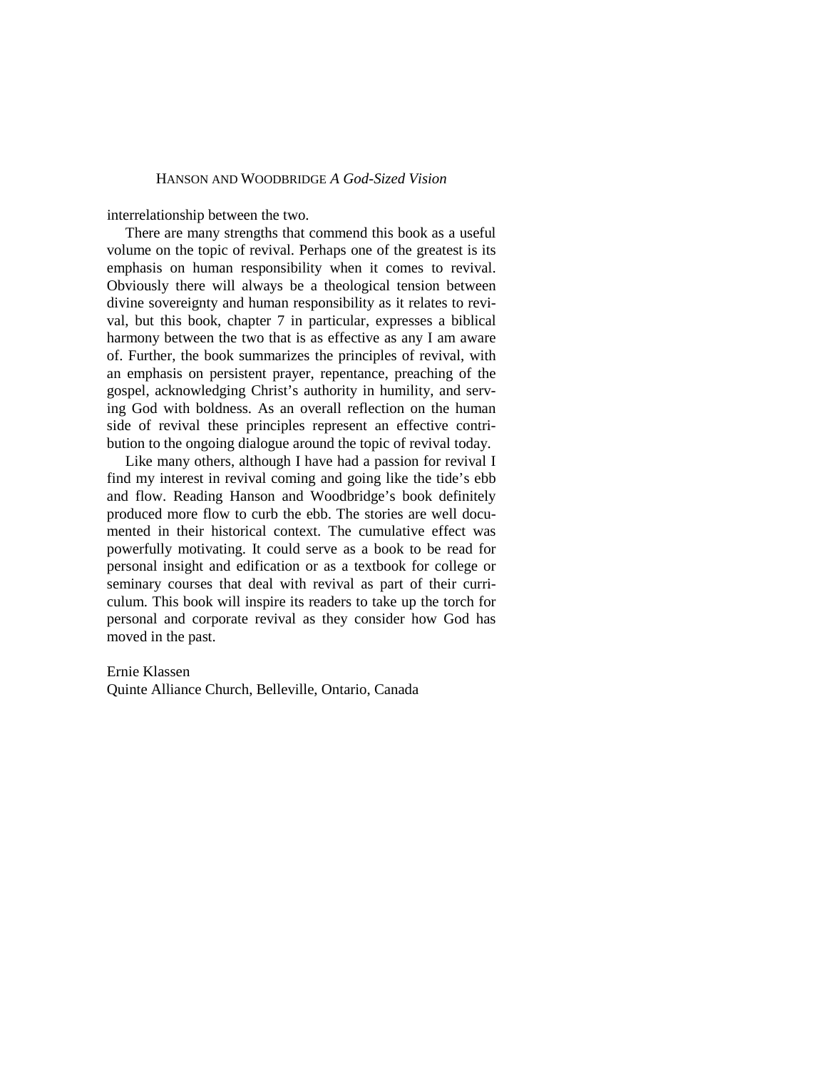interrelationship between the two.

There are many strengths that commend this book as a useful volume on the topic of revival. Perhaps one of the greatest is its emphasis on human responsibility when it comes to revival. Obviously there will always be a theological tension between divine sovereignty and human responsibility as it relates to revival, but this book, chapter 7 in particular, expresses a biblical harmony between the two that is as effective as any I am aware of. Further, the book summarizes the principles of revival, with an emphasis on persistent prayer, repentance, preaching of the gospel, acknowledging Christ's authority in humility, and serving God with boldness. As an overall reflection on the human side of revival these principles represent an effective contribution to the ongoing dialogue around the topic of revival today.

Like many others, although I have had a passion for revival I find my interest in revival coming and going like the tide's ebb and flow. Reading Hanson and Woodbridge's book definitely produced more flow to curb the ebb. The stories are well documented in their historical context. The cumulative effect was powerfully motivating. It could serve as a book to be read for personal insight and edification or as a textbook for college or seminary courses that deal with revival as part of their curriculum. This book will inspire its readers to take up the torch for personal and corporate revival as they consider how God has moved in the past.

Ernie Klassen
Quinte Alliance Church, Belleville, Ontario, Canada